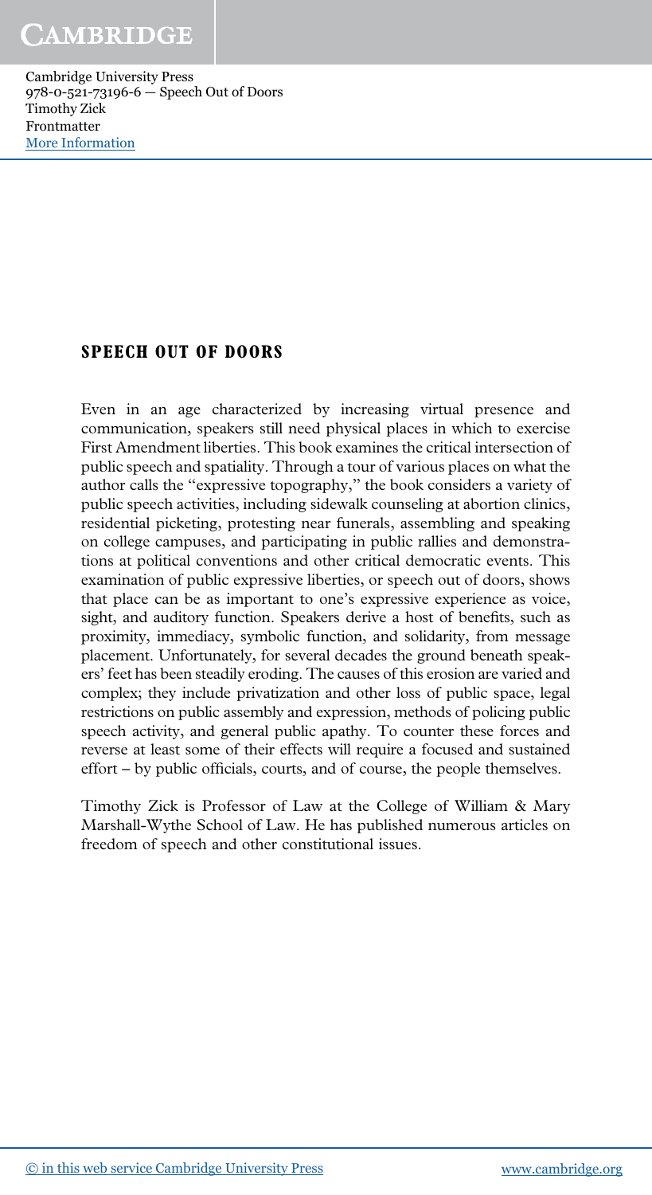## SPEECH OUT OF DOORS

Even in an age characterized by increasing virtual presence and communication, speakers still need physical places in which to exercise First Amendment liberties. This book examines the critical intersection of public speech and spatiality. Through a tour of various places on what the author calls the "expressive topography," the book considers a variety of public speech activities, including sidewalk counseling at abortion clinics, residential picketing, protesting near funerals, assembling and speaking on college campuses, and participating in public rallies and demonstrations at political conventions and other critical democratic events. This examination of public expressive liberties, or speech out of doors, shows that place can be as important to one's expressive experience as voice, sight, and auditory function. Speakers derive a host of benefits, such as proximity, immediacy, symbolic function, and solidarity, from message placement. Unfortunately, for several decades the ground beneath speakers' feet has been steadily eroding. The causes of this erosion are varied and complex; they include privatization and other loss of public space, legal restrictions on public assembly and expression, methods of policing public speech activity, and general public apathy. To counter these forces and reverse at least some of their effects will require a focused and sustained effort – by public officials, courts, and of course, the people themselves.

Timothy Zick is Professor of Law at the College of William & Mary Marshall-Wythe School of Law. He has published numerous articles on freedom of speech and other constitutional issues.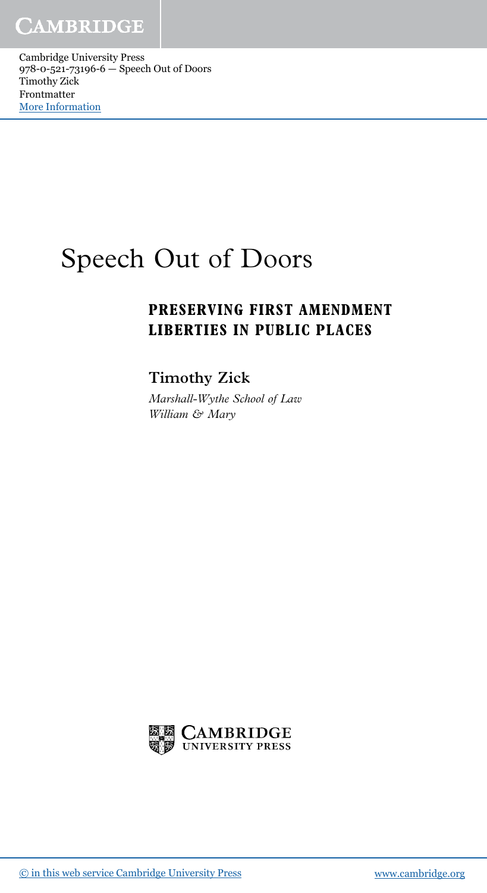# Speech Out of Doors

## PRESERVING FIRST AMENDMENT LIBERTIES IN PUBLIC PLACES

### Timothy Zick

*Marshall-Wythe School of Law*
*William & Mary*

CAMBRIDGE UNIVERSITY PRESS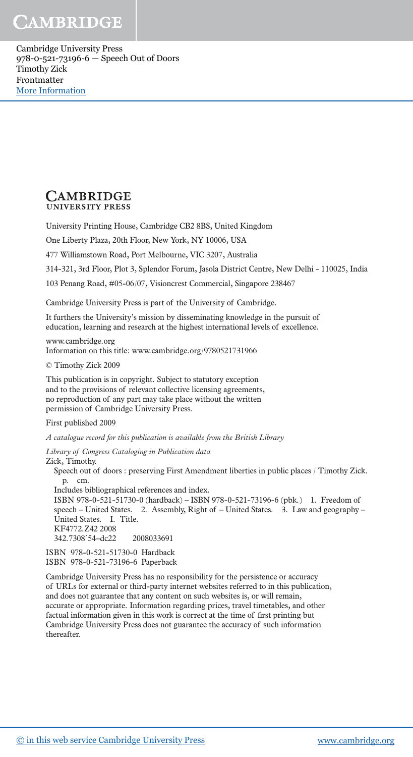**CAMBRIDGE**
UNIVERSITY PRESS

University Printing House, Cambridge CB2 8BS, United Kingdom

One Liberty Plaza, 20th Floor, New York, NY 10006, USA

477 Williamstown Road, Port Melbourne, VIC 3207, Australia

314-321, 3rd Floor, Plot 3, Splendor Forum, Jasola District Centre, New Delhi - 110025, India

103 Penang Road, #05-06/07, Visioncrest Commercial, Singapore 238467

Cambridge University Press is part of the University of Cambridge.

It furthers the University's mission by disseminating knowledge in the pursuit of education, learning and research at the highest international levels of excellence.

www.cambridge.org
Information on this title: www.cambridge.org/9780521731966

© Timothy Zick 2009

This publication is in copyright. Subject to statutory exception and to the provisions of relevant collective licensing agreements, no reproduction of any part may take place without the written permission of Cambridge University Press.

First published 2009

*A catalogue record for this publication is available from the British Library*

*Library of Congress Cataloging in Publication data*
Zick, Timothy.
Speech out of doors : preserving First Amendment liberties in public places / Timothy Zick.
p. cm.
Includes bibliographical references and index.
ISBN 978-0-521-51730-0 (hardback) – ISBN 978-0-521-73196-6 (pbk.) 1. Freedom of speech – United States. 2. Assembly, Right of – United States. 3. Law and geography – United States. I. Title.
KF4772.Z42 2008
342.7308´54–dc22 2008033691

ISBN 978-0-521-51730-0 Hardback
ISBN 978-0-521-73196-6 Paperback

Cambridge University Press has no responsibility for the persistence or accuracy of URLs for external or third-party internet websites referred to in this publication, and does not guarantee that any content on such websites is, or will remain, accurate or appropriate. Information regarding prices, travel timetables, and other factual information given in this work is correct at the time of first printing but Cambridge University Press does not guarantee the accuracy of such information thereafter.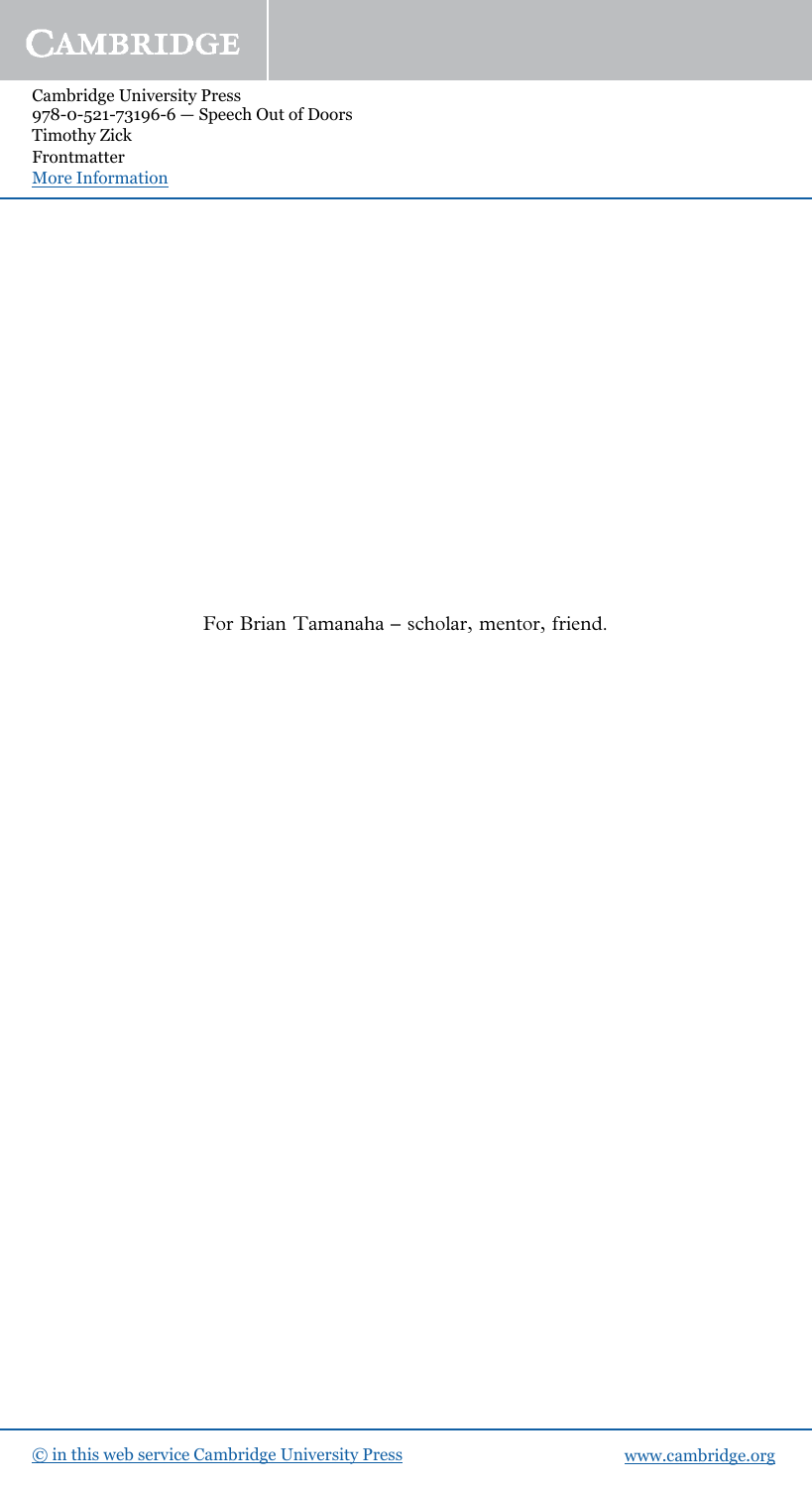For Brian Tamanaha – scholar, mentor, friend.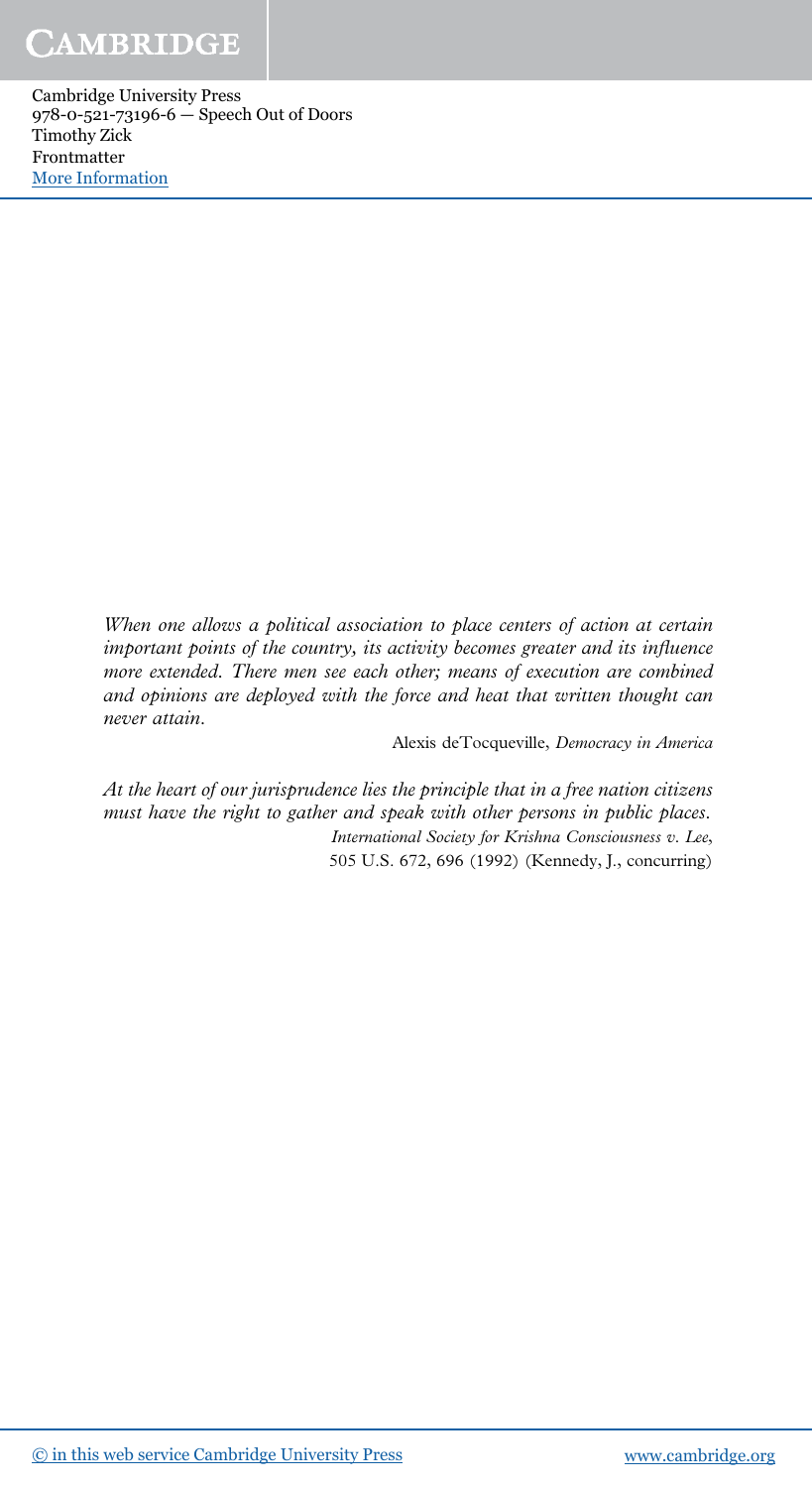*When one allows a political association to place centers of action at certain important points of the country, its activity becomes greater and its influence more extended. There men see each other; means of execution are combined and opinions are deployed with the force and heat that written thought can never attain.*

Alexis deTocqueville, *Democracy in America*

*At the heart of our jurisprudence lies the principle that in a free nation citizens must have the right to gather and speak with other persons in public places.*

*International Society for Krishna Consciousness v. Lee*, 505 U.S. 672, 696 (1992) (Kennedy, J., concurring)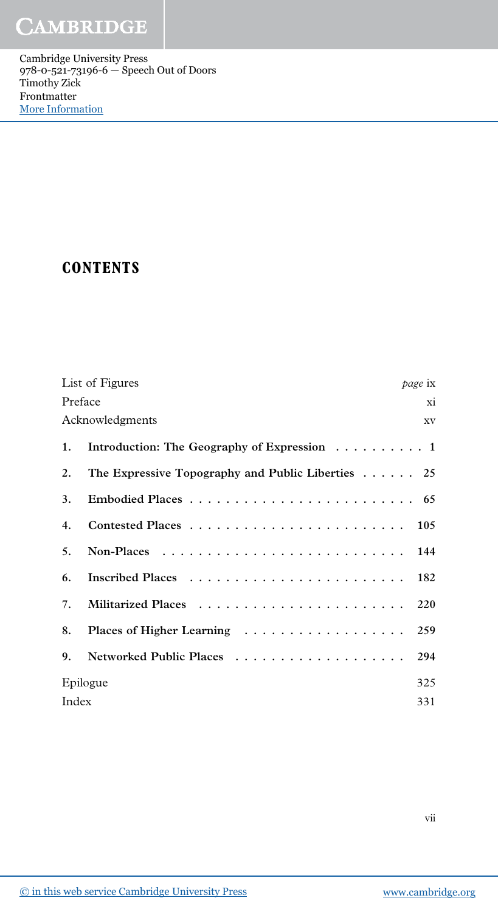# CONTENTS

| | |
|---|---|
| List of Figures | *page* ix |
| Preface | xi |
| Acknowledgments | xv |
| **1. Introduction: The Geography of Expression** | **1** |
| **2. The Expressive Topography and Public Liberties** | **25** |
| **3. Embodied Places** | **65** |
| **4. Contested Places** | **105** |
| **5. Non-Places** | **144** |
| **6. Inscribed Places** | **182** |
| **7. Militarized Places** | **220** |
| **8. Places of Higher Learning** | **259** |
| **9. Networked Public Places** | **294** |
| Epilogue | 325 |
| Index | 331 |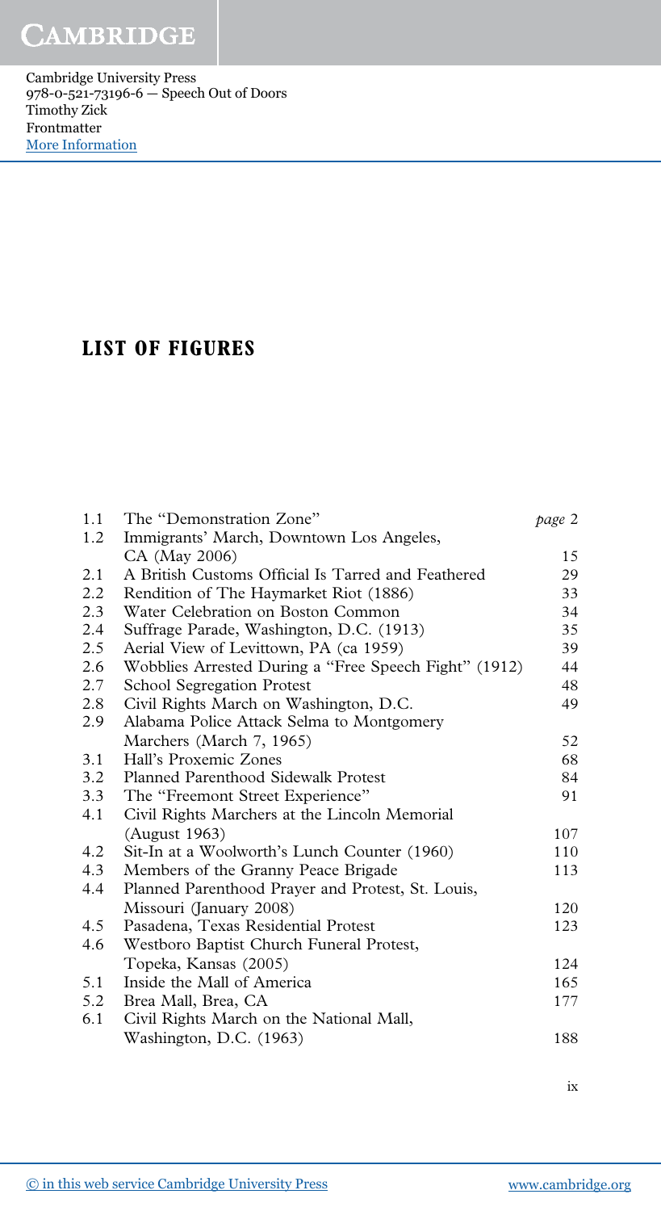# LIST OF FIGURES

| | | |
|---|---|---|
| 1.1 | The "Demonstration Zone" | *page* 2 |
| 1.2 | Immigrants' March, Downtown Los Angeles, CA (May 2006) | 15 |
| 2.1 | A British Customs Official Is Tarred and Feathered | 29 |
| 2.2 | Rendition of The Haymarket Riot (1886) | 33 |
| 2.3 | Water Celebration on Boston Common | 34 |
| 2.4 | Suffrage Parade, Washington, D.C. (1913) | 35 |
| 2.5 | Aerial View of Levittown, PA (ca 1959) | 39 |
| 2.6 | Wobblies Arrested During a "Free Speech Fight" (1912) | 44 |
| 2.7 | School Segregation Protest | 48 |
| 2.8 | Civil Rights March on Washington, D.C. | 49 |
| 2.9 | Alabama Police Attack Selma to Montgomery Marchers (March 7, 1965) | 52 |
| 3.1 | Hall's Proxemic Zones | 68 |
| 3.2 | Planned Parenthood Sidewalk Protest | 84 |
| 3.3 | The "Freemont Street Experience" | 91 |
| 4.1 | Civil Rights Marchers at the Lincoln Memorial (August 1963) | 107 |
| 4.2 | Sit-In at a Woolworth's Lunch Counter (1960) | 110 |
| 4.3 | Members of the Granny Peace Brigade | 113 |
| 4.4 | Planned Parenthood Prayer and Protest, St. Louis, Missouri (January 2008) | 120 |
| 4.5 | Pasadena, Texas Residential Protest | 123 |
| 4.6 | Westboro Baptist Church Funeral Protest, Topeka, Kansas (2005) | 124 |
| 5.1 | Inside the Mall of America | 165 |
| 5.2 | Brea Mall, Brea, CA | 177 |
| 6.1 | Civil Rights March on the National Mall, Washington, D.C. (1963) | 188 |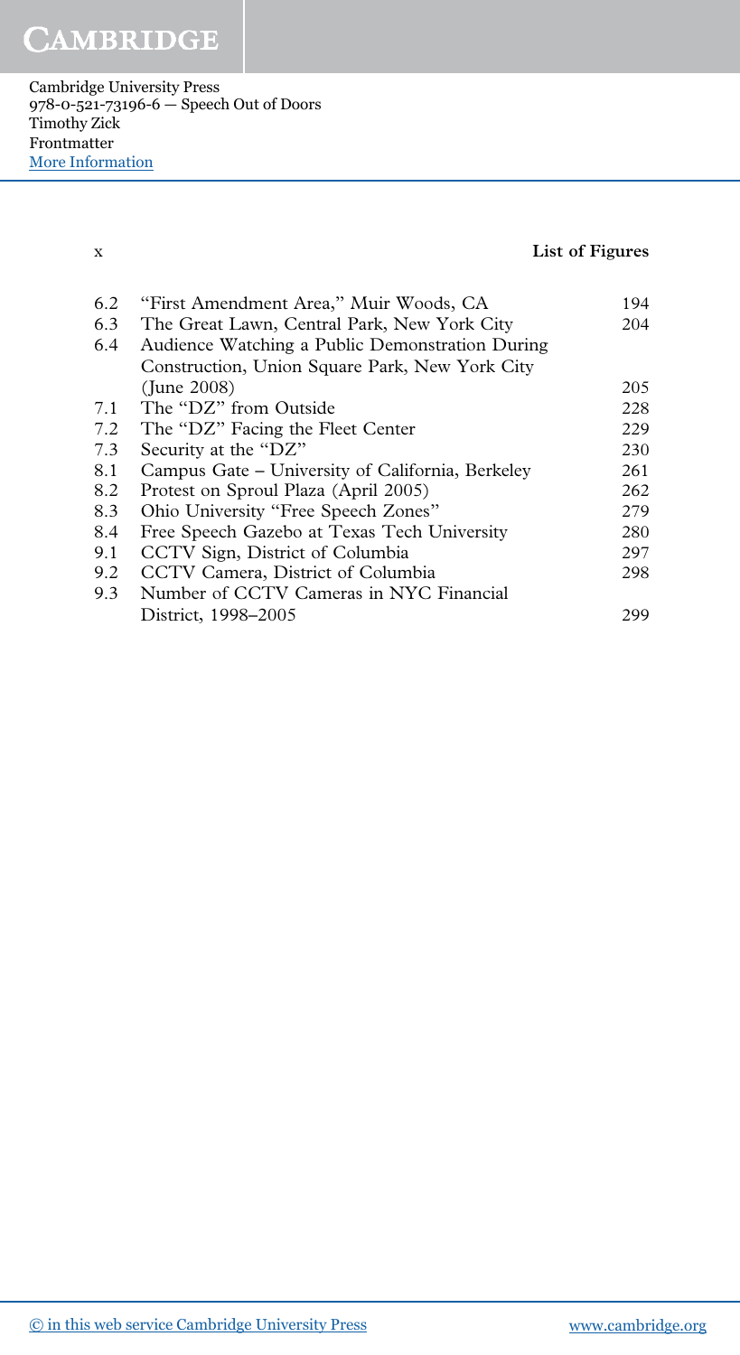| | | |
|---|---|---|
| 6.2 | "First Amendment Area," Muir Woods, CA | 194 |
| 6.3 | The Great Lawn, Central Park, New York City | 204 |
| 6.4 | Audience Watching a Public Demonstration During Construction, Union Square Park, New York City (June 2008) | 205 |
| 7.1 | The "DZ" from Outside | 228 |
| 7.2 | The "DZ" Facing the Fleet Center | 229 |
| 7.3 | Security at the "DZ" | 230 |
| 8.1 | Campus Gate – University of California, Berkeley | 261 |
| 8.2 | Protest on Sproul Plaza (April 2005) | 262 |
| 8.3 | Ohio University "Free Speech Zones" | 279 |
| 8.4 | Free Speech Gazebo at Texas Tech University | 280 |
| 9.1 | CCTV Sign, District of Columbia | 297 |
| 9.2 | CCTV Camera, District of Columbia | 298 |
| 9.3 | Number of CCTV Cameras in NYC Financial District, 1998–2005 | 299 |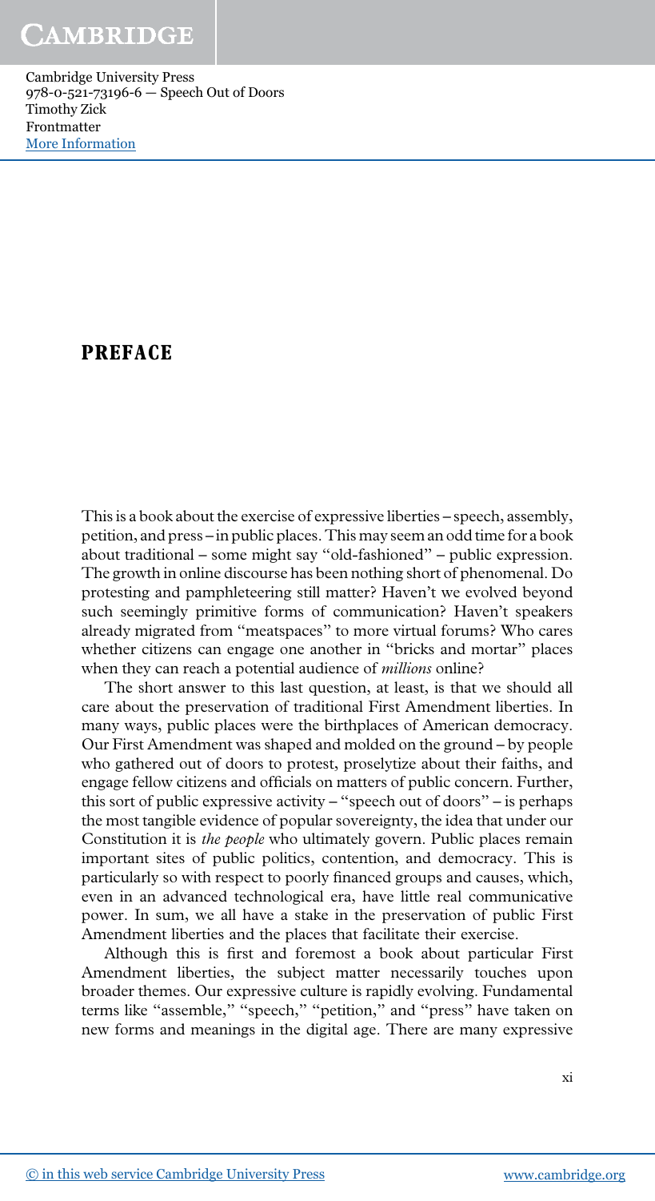# PREFACE

This is a book about the exercise of expressive liberties – speech, assembly, petition, and press – in public places. This may seem an odd time for a book about traditional – some might say "old-fashioned" – public expression. The growth in online discourse has been nothing short of phenomenal. Do protesting and pamphleteering still matter? Haven't we evolved beyond such seemingly primitive forms of communication? Haven't speakers already migrated from "meatspaces" to more virtual forums? Who cares whether citizens can engage one another in "bricks and mortar" places when they can reach a potential audience of *millions* online?

The short answer to this last question, at least, is that we should all care about the preservation of traditional First Amendment liberties. In many ways, public places were the birthplaces of American democracy. Our First Amendment was shaped and molded on the ground – by people who gathered out of doors to protest, proselytize about their faiths, and engage fellow citizens and officials on matters of public concern. Further, this sort of public expressive activity – "speech out of doors" – is perhaps the most tangible evidence of popular sovereignty, the idea that under our Constitution it is *the people* who ultimately govern. Public places remain important sites of public politics, contention, and democracy. This is particularly so with respect to poorly financed groups and causes, which, even in an advanced technological era, have little real communicative power. In sum, we all have a stake in the preservation of public First Amendment liberties and the places that facilitate their exercise.

Although this is first and foremost a book about particular First Amendment liberties, the subject matter necessarily touches upon broader themes. Our expressive culture is rapidly evolving. Fundamental terms like "assemble," "speech," "petition," and "press" have taken on new forms and meanings in the digital age. There are many expressive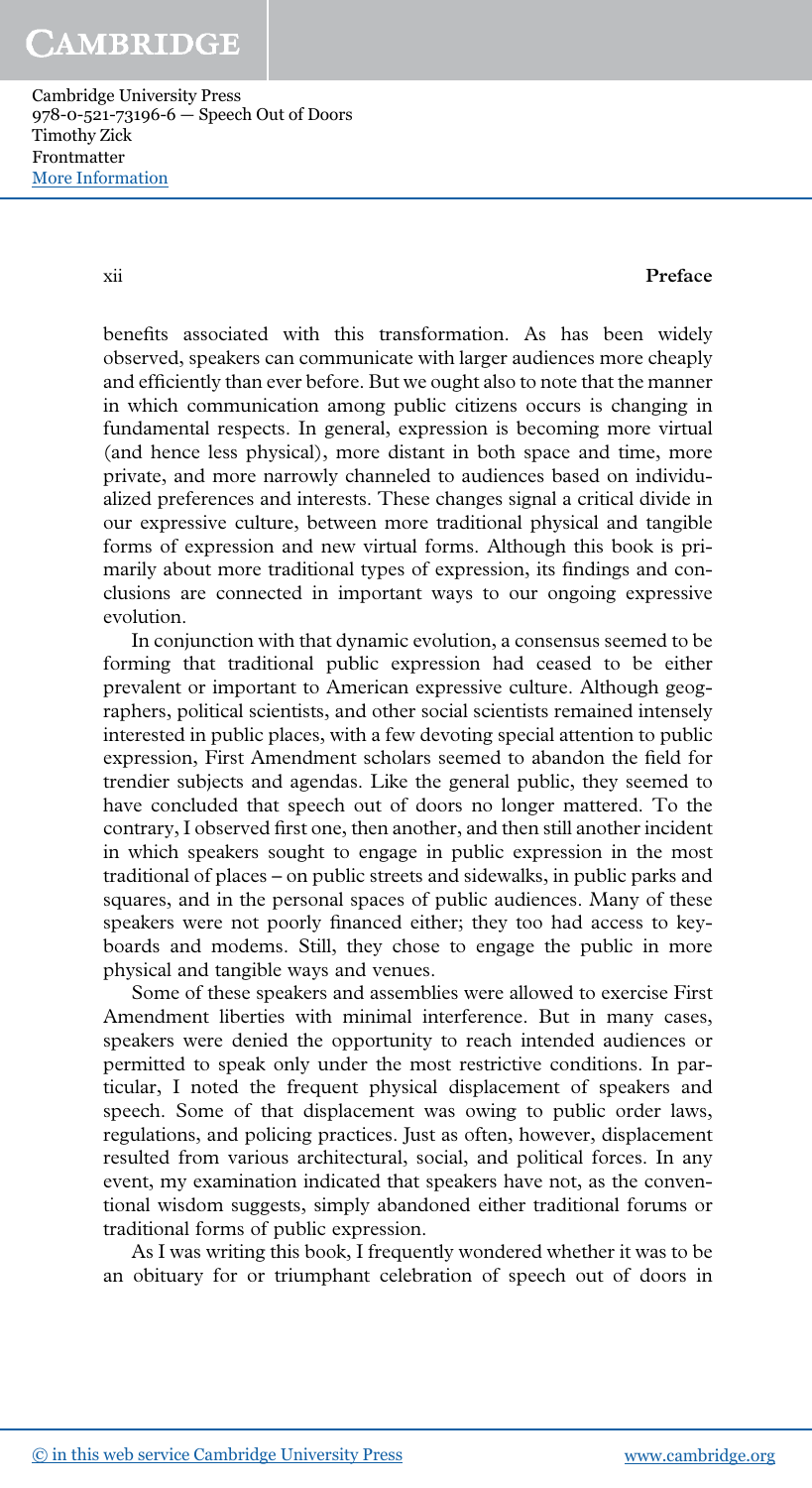benefits associated with this transformation. As has been widely observed, speakers can communicate with larger audiences more cheaply and efficiently than ever before. But we ought also to note that the manner in which communication among public citizens occurs is changing in fundamental respects. In general, expression is becoming more virtual (and hence less physical), more distant in both space and time, more private, and more narrowly channeled to audiences based on individualized preferences and interests. These changes signal a critical divide in our expressive culture, between more traditional physical and tangible forms of expression and new virtual forms. Although this book is primarily about more traditional types of expression, its findings and conclusions are connected in important ways to our ongoing expressive evolution.

In conjunction with that dynamic evolution, a consensus seemed to be forming that traditional public expression had ceased to be either prevalent or important to American expressive culture. Although geographers, political scientists, and other social scientists remained intensely interested in public places, with a few devoting special attention to public expression, First Amendment scholars seemed to abandon the field for trendier subjects and agendas. Like the general public, they seemed to have concluded that speech out of doors no longer mattered. To the contrary, I observed first one, then another, and then still another incident in which speakers sought to engage in public expression in the most traditional of places – on public streets and sidewalks, in public parks and squares, and in the personal spaces of public audiences. Many of these speakers were not poorly financed either; they too had access to keyboards and modems. Still, they chose to engage the public in more physical and tangible ways and venues.

Some of these speakers and assemblies were allowed to exercise First Amendment liberties with minimal interference. But in many cases, speakers were denied the opportunity to reach intended audiences or permitted to speak only under the most restrictive conditions. In particular, I noted the frequent physical displacement of speakers and speech. Some of that displacement was owing to public order laws, regulations, and policing practices. Just as often, however, displacement resulted from various architectural, social, and political forces. In any event, my examination indicated that speakers have not, as the conventional wisdom suggests, simply abandoned either traditional forums or traditional forms of public expression.

As I was writing this book, I frequently wondered whether it was to be an obituary for or triumphant celebration of speech out of doors in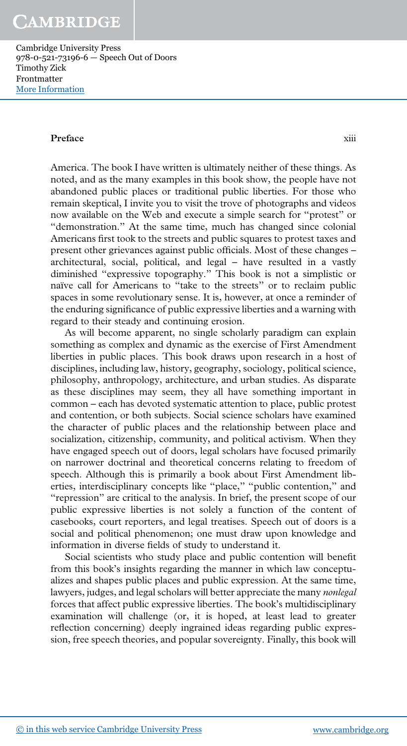America. The book I have written is ultimately neither of these things. As noted, and as the many examples in this book show, the people have not abandoned public places or traditional public liberties. For those who remain skeptical, I invite you to visit the trove of photographs and videos now available on the Web and execute a simple search for "protest" or "demonstration." At the same time, much has changed since colonial Americans first took to the streets and public squares to protest taxes and present other grievances against public officials. Most of these changes – architectural, social, political, and legal – have resulted in a vastly diminished "expressive topography." This book is not a simplistic or naïve call for Americans to "take to the streets" or to reclaim public spaces in some revolutionary sense. It is, however, at once a reminder of the enduring significance of public expressive liberties and a warning with regard to their steady and continuing erosion.

As will become apparent, no single scholarly paradigm can explain something as complex and dynamic as the exercise of First Amendment liberties in public places. This book draws upon research in a host of disciplines, including law, history, geography, sociology, political science, philosophy, anthropology, architecture, and urban studies. As disparate as these disciplines may seem, they all have something important in common – each has devoted systematic attention to place, public protest and contention, or both subjects. Social science scholars have examined the character of public places and the relationship between place and socialization, citizenship, community, and political activism. When they have engaged speech out of doors, legal scholars have focused primarily on narrower doctrinal and theoretical concerns relating to freedom of speech. Although this is primarily a book about First Amendment liberties, interdisciplinary concepts like "place," "public contention," and "repression" are critical to the analysis. In brief, the present scope of our public expressive liberties is not solely a function of the content of casebooks, court reporters, and legal treatises. Speech out of doors is a social and political phenomenon; one must draw upon knowledge and information in diverse fields of study to understand it.

Social scientists who study place and public contention will benefit from this book's insights regarding the manner in which law conceptualizes and shapes public places and public expression. At the same time, lawyers, judges, and legal scholars will better appreciate the many *nonlegal* forces that affect public expressive liberties. The book's multidisciplinary examination will challenge (or, it is hoped, at least lead to greater reflection concerning) deeply ingrained ideas regarding public expression, free speech theories, and popular sovereignty. Finally, this book will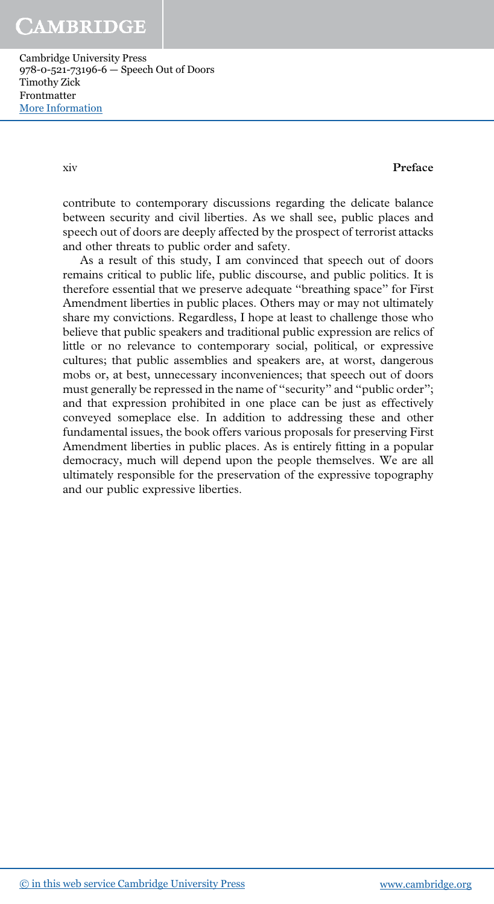contribute to contemporary discussions regarding the delicate balance between security and civil liberties. As we shall see, public places and speech out of doors are deeply affected by the prospect of terrorist attacks and other threats to public order and safety.

As a result of this study, I am convinced that speech out of doors remains critical to public life, public discourse, and public politics. It is therefore essential that we preserve adequate "breathing space" for First Amendment liberties in public places. Others may or may not ultimately share my convictions. Regardless, I hope at least to challenge those who believe that public speakers and traditional public expression are relics of little or no relevance to contemporary social, political, or expressive cultures; that public assemblies and speakers are, at worst, dangerous mobs or, at best, unnecessary inconveniences; that speech out of doors must generally be repressed in the name of "security" and "public order"; and that expression prohibited in one place can be just as effectively conveyed someplace else. In addition to addressing these and other fundamental issues, the book offers various proposals for preserving First Amendment liberties in public places. As is entirely fitting in a popular democracy, much will depend upon the people themselves. We are all ultimately responsible for the preservation of the expressive topography and our public expressive liberties.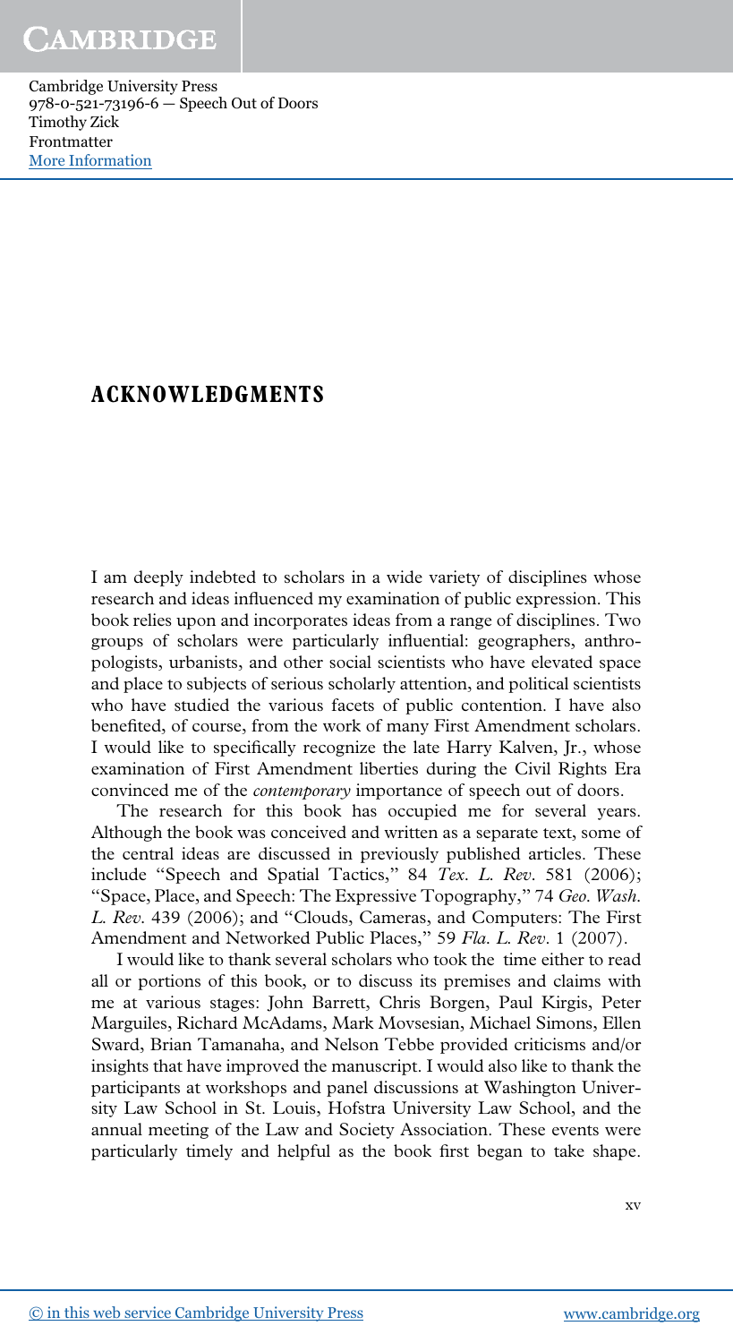## ACKNOWLEDGMENTS

I am deeply indebted to scholars in a wide variety of disciplines whose research and ideas influenced my examination of public expression. This book relies upon and incorporates ideas from a range of disciplines. Two groups of scholars were particularly influential: geographers, anthropologists, urbanists, and other social scientists who have elevated space and place to subjects of serious scholarly attention, and political scientists who have studied the various facets of public contention. I have also benefited, of course, from the work of many First Amendment scholars. I would like to specifically recognize the late Harry Kalven, Jr., whose examination of First Amendment liberties during the Civil Rights Era convinced me of the *contemporary* importance of speech out of doors.

The research for this book has occupied me for several years. Although the book was conceived and written as a separate text, some of the central ideas are discussed in previously published articles. These include "Speech and Spatial Tactics," 84 *Tex. L. Rev.* 581 (2006); "Space, Place, and Speech: The Expressive Topography," 74 *Geo. Wash. L. Rev.* 439 (2006); and "Clouds, Cameras, and Computers: The First Amendment and Networked Public Places," 59 *Fla. L. Rev.* 1 (2007).

I would like to thank several scholars who took the time either to read all or portions of this book, or to discuss its premises and claims with me at various stages: John Barrett, Chris Borgen, Paul Kirgis, Peter Marguiles, Richard McAdams, Mark Movsesian, Michael Simons, Ellen Sward, Brian Tamanaha, and Nelson Tebbe provided criticisms and/or insights that have improved the manuscript. I would also like to thank the participants at workshops and panel discussions at Washington University Law School in St. Louis, Hofstra University Law School, and the annual meeting of the Law and Society Association. These events were particularly timely and helpful as the book first began to take shape.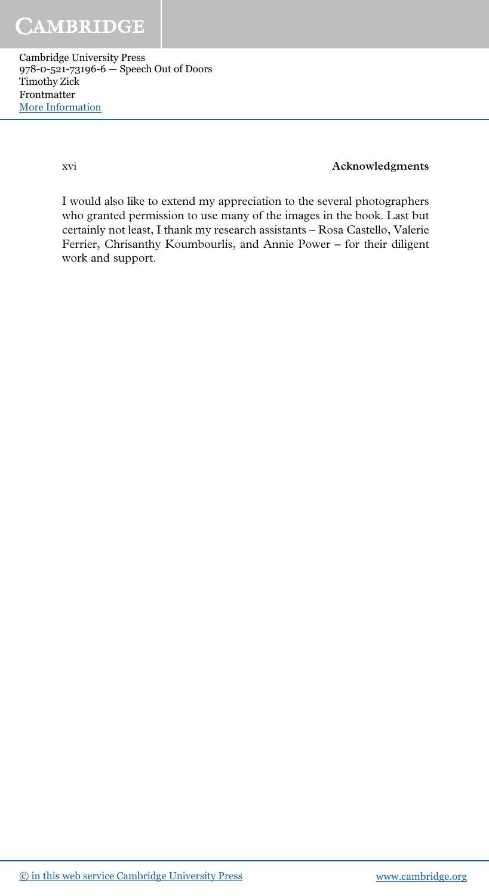I would also like to extend my appreciation to the several photographers who granted permission to use many of the images in the book. Last but certainly not least, I thank my research assistants – Rosa Castello, Valerie Ferrier, Chrisanthy Koumbourlis, and Annie Power – for their diligent work and support.